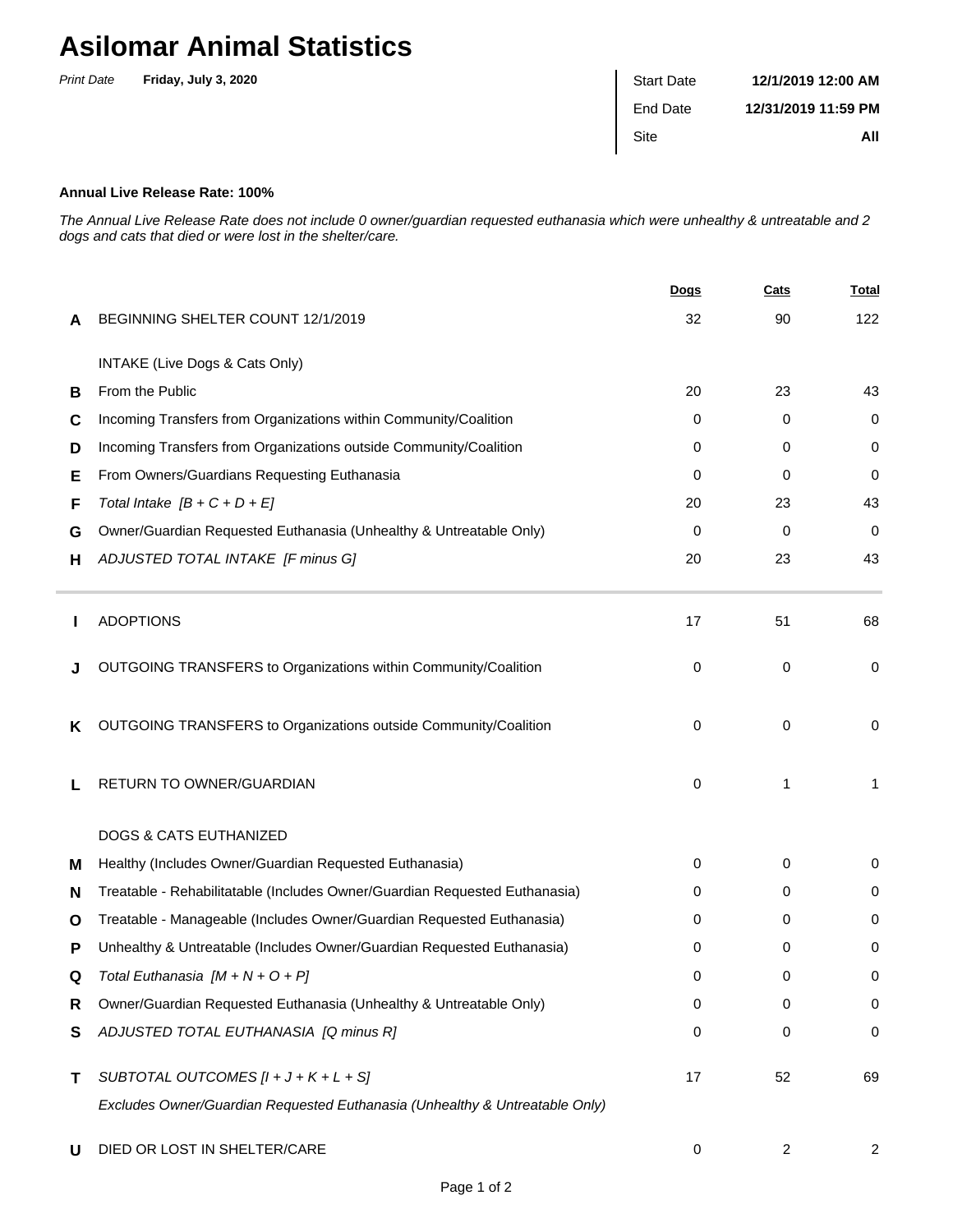# Asilomar Animal Statistics

*Print Date* **Friday, July 3, 2020**

| | |
|---|---|
| Start Date | **12/1/2019 12:00 AM** |
| End Date | **12/31/2019 11:59 PM** |
| Site | **All** |

**Annual Live Release Rate: 100%**

*The Annual Live Release Rate does not include 0 owner/guardian requested euthanasia which were unhealthy & untreatable and 2 dogs and cats that died or were lost in the shelter/care.*

| | | Dogs | Cats | Total |
|---|---|---|---|---|
| **A** | BEGINNING SHELTER COUNT 12/1/2019 | 32 | 90 | 122 |
| | INTAKE (Live Dogs & Cats Only) | | | |
| **B** | From the Public | 20 | 23 | 43 |
| **C** | Incoming Transfers from Organizations within Community/Coalition | 0 | 0 | 0 |
| **D** | Incoming Transfers from Organizations outside Community/Coalition | 0 | 0 | 0 |
| **E** | From Owners/Guardians Requesting Euthanasia | 0 | 0 | 0 |
| **F** | *Total Intake [B + C + D + E]* | 20 | 23 | 43 |
| **G** | Owner/Guardian Requested Euthanasia (Unhealthy & Untreatable Only) | 0 | 0 | 0 |
| **H** | *ADJUSTED TOTAL INTAKE [F minus G]* | 20 | 23 | 43 |
| **I** | ADOPTIONS | 17 | 51 | 68 |
| **J** | OUTGOING TRANSFERS to Organizations within Community/Coalition | 0 | 0 | 0 |
| **K** | OUTGOING TRANSFERS to Organizations outside Community/Coalition | 0 | 0 | 0 |
| **L** | RETURN TO OWNER/GUARDIAN | 0 | 1 | 1 |
| | DOGS & CATS EUTHANIZED | | | |
| **M** | Healthy (Includes Owner/Guardian Requested Euthanasia) | 0 | 0 | 0 |
| **N** | Treatable - Rehabilitatable (Includes Owner/Guardian Requested Euthanasia) | 0 | 0 | 0 |
| **O** | Treatable - Manageable (Includes Owner/Guardian Requested Euthanasia) | 0 | 0 | 0 |
| **P** | Unhealthy & Untreatable (Includes Owner/Guardian Requested Euthanasia) | 0 | 0 | 0 |
| **Q** | *Total Euthanasia [M + N + O + P]* | 0 | 0 | 0 |
| **R** | Owner/Guardian Requested Euthanasia (Unhealthy & Untreatable Only) | 0 | 0 | 0 |
| **S** | *ADJUSTED TOTAL EUTHANASIA [Q minus R]* | 0 | 0 | 0 |
| **T** | *SUBTOTAL OUTCOMES [I + J + K + L + S]* *Excludes Owner/Guardian Requested Euthanasia (Unhealthy & Untreatable Only)* | 17 | 52 | 69 |
| **U** | DIED OR LOST IN SHELTER/CARE | 0 | 2 | 2 |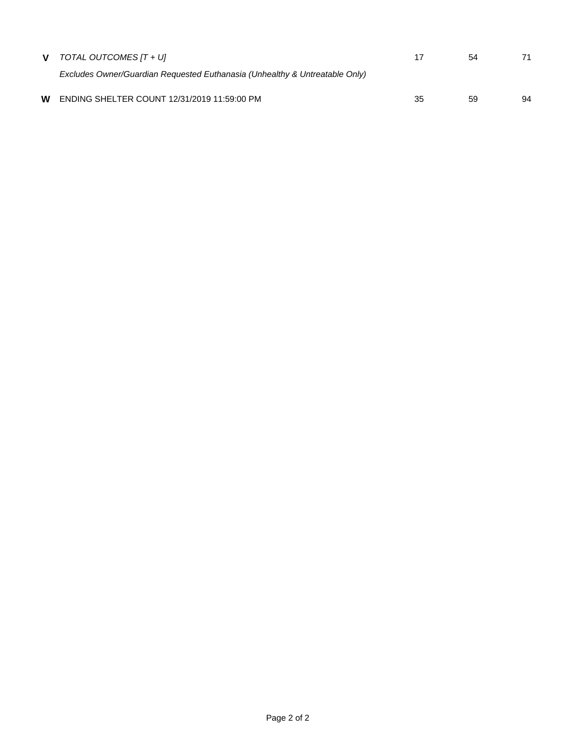| | | | | |
|---|---|---|---|---|
| **V** | *TOTAL OUTCOMES [T + U]* | 17 | 54 | 71 |
| | *Excludes Owner/Guardian Requested Euthanasia (Unhealthy & Untreatable Only)* | | | |
| **W** | ENDING SHELTER COUNT 12/31/2019 11:59:00 PM | 35 | 59 | 94 |